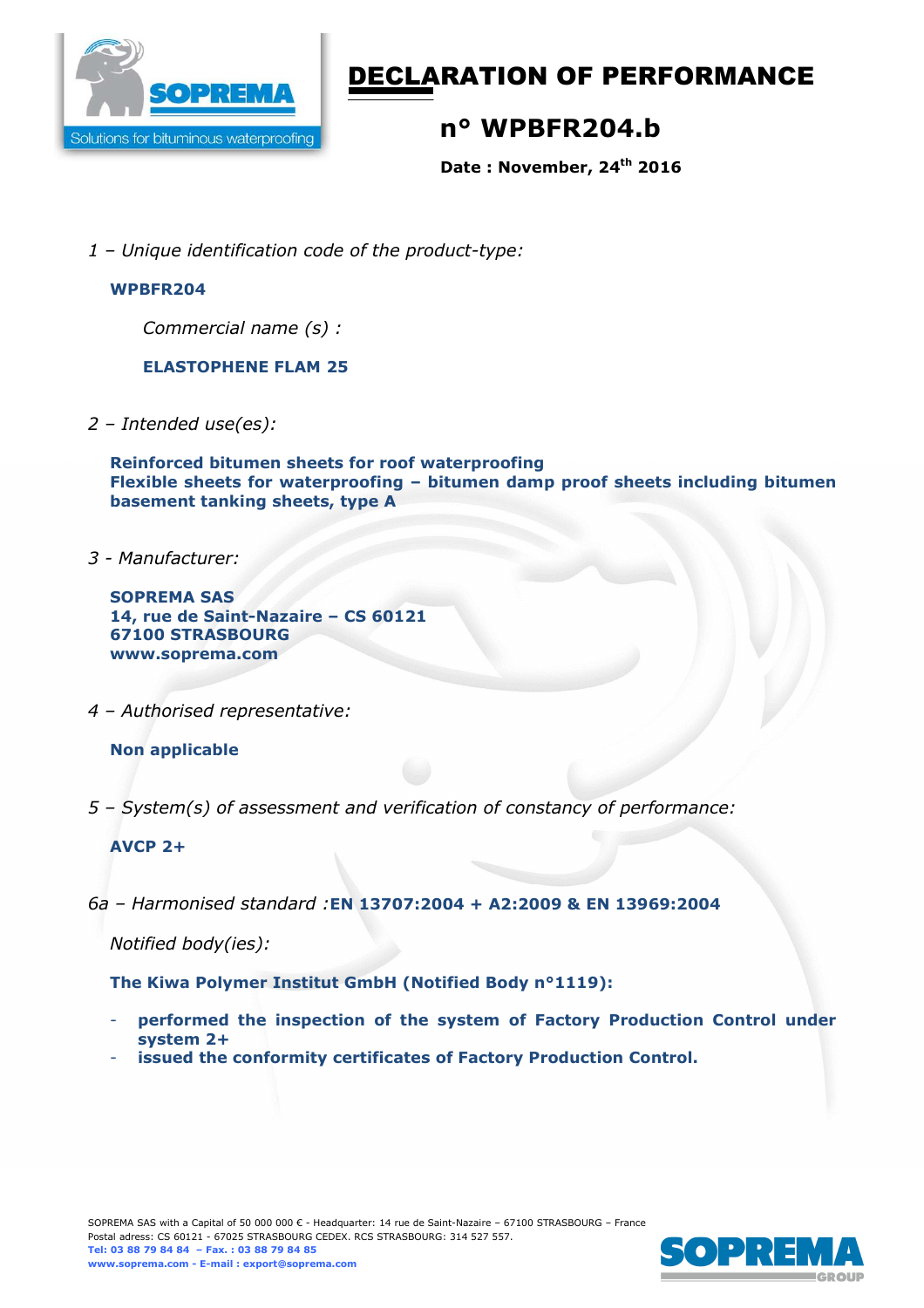# DECLARATION OF PERFORMANCE

## n° WPBFR204.b

**Date : November, 24th 2016**

*1 – Unique identification code of the product-type:*

**WPBFR204**

*Commercial name (s) :*

**ELASTOPHENE FLAM 25**

*2 – Intended use(es):*

**Reinforced bitumen sheets for roof waterproofing**
**Flexible sheets for waterproofing – bitumen damp proof sheets including bitumen basement tanking sheets, type A**

*3 - Manufacturer:*

**SOPREMA SAS**
**14, rue de Saint-Nazaire – CS 60121**
**67100 STRASBOURG**
**www.soprema.com**

*4 – Authorised representative:*

**Non applicable**

*5 – System(s) of assessment and verification of constancy of performance:*

**AVCP 2+**

*6a – Harmonised standard :* **EN 13707:2004 + A2:2009 & EN 13969:2004**

*Notified body(ies):*

**The Kiwa Polymer Institut GmbH (Notified Body n°1119):**

- **performed the inspection of the system of Factory Production Control under system 2+**
- **issued the conformity certificates of Factory Production Control.**

SOPREMA SAS with a Capital of 50 000 000 € - Headquarter: 14 rue de Saint-Nazaire – 67100 STRASBOURG – France
Postal adress: CS 60121 - 67025 STRASBOURG CEDEX. RCS STRASBOURG: 314 527 557.
**Tel: 03 88 79 84 84 – Fax. : 03 88 79 84 85**
**www.soprema.com - E-mail : export@soprema.com**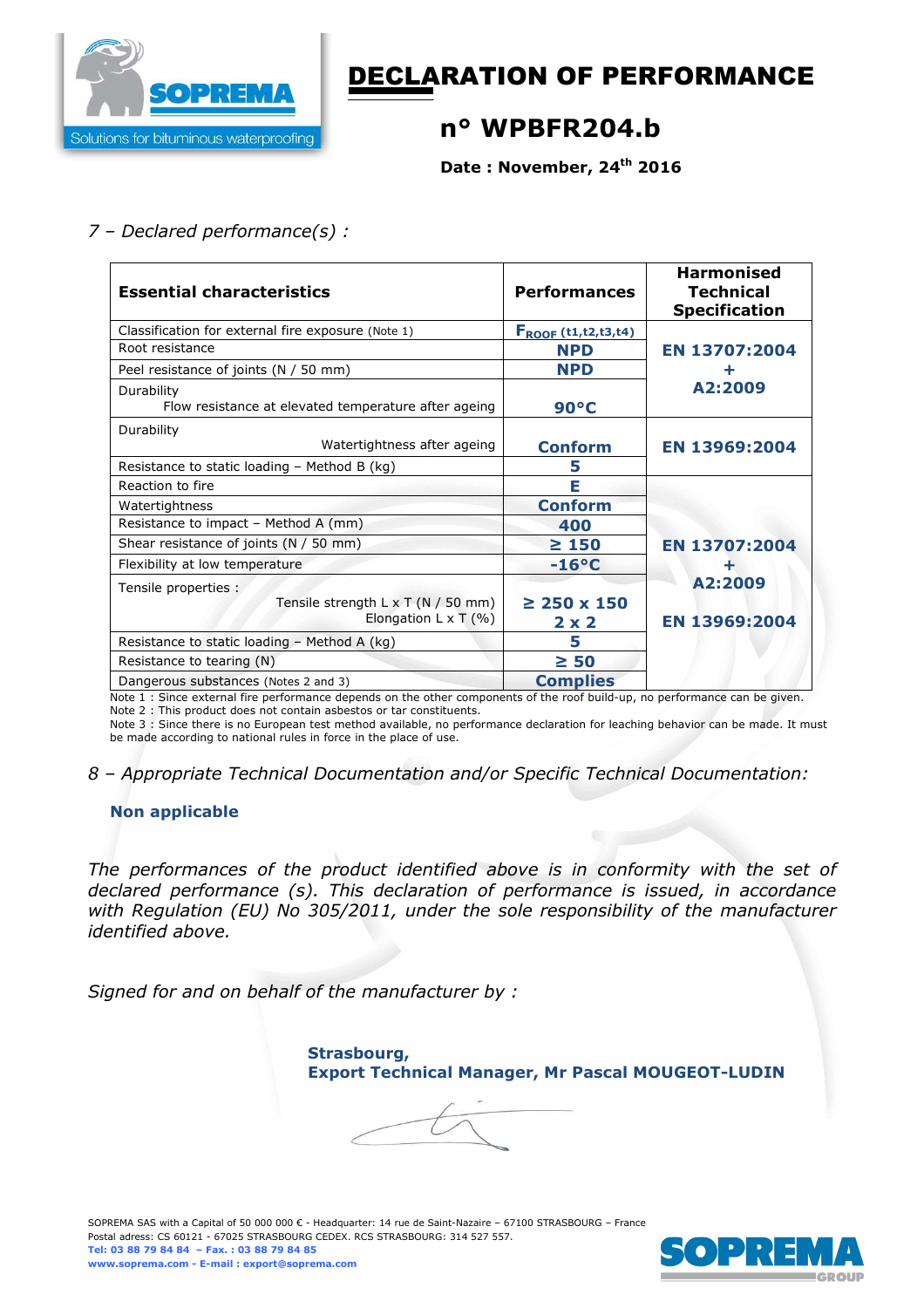# DECLARATION OF PERFORMANCE

## n° WPBFR204.b

**Date : November, 24th 2016**

*7 – Declared performance(s) :*

| Essential characteristics | Performances | Harmonised Technical Specification |
|---|---|---|
| Classification for external fire exposure (Note 1) | **$F_{ROOF}$ (t1,t2,t3,t4)** | **EN 13707:2004 + A2:2009** |
| Root resistance | **NPD** | |
| Peel resistance of joints (N / 50 mm) | **NPD** | |
| Durability<br>Flow resistance at elevated temperature after ageing | **90°C** | |
| Durability<br>Watertightness after ageing | **Conform** | **EN 13969:2004** |
| Resistance to static loading – Method B (kg) | **5** | |
| Reaction to fire | **E** | **EN 13707:2004 + A2:2009**<br>**EN 13969:2004** |
| Watertightness | **Conform** | |
| Resistance to impact – Method A (mm) | **400** | |
| Shear resistance of joints (N / 50 mm) | **≥ 150** | |
| Flexibility at low temperature | **-16°C** | |
| Tensile properties :<br>Tensile strength L x T (N / 50 mm)<br>Elongation L x T (%) | **≥ 250 x 150**<br>**2 x 2** | |
| Resistance to static loading – Method A (kg) | **5** | |
| Resistance to tearing (N) | **≥ 50** | |
| Dangerous substances (Notes 2 and 3) | **Complies** | |

Note 1 : Since external fire performance depends on the other components of the roof build-up, no performance can be given.
Note 2 : This product does not contain asbestos or tar constituents.
Note 3 : Since there is no European test method available, no performance declaration for leaching behavior can be made. It must be made according to national rules in force in the place of use.

*8 – Appropriate Technical Documentation and/or Specific Technical Documentation:*

**Non applicable**

*The performances of the product identified above is in conformity with the set of declared performance (s). This declaration of performance is issued, in accordance with Regulation (EU) No 305/2011, under the sole responsibility of the manufacturer identified above.*

*Signed for and on behalf of the manufacturer by :*

**Strasbourg,**
**Export Technical Manager, Mr Pascal MOUGEOT-LUDIN**

SOPREMA SAS with a Capital of 50 000 000 € - Headquarter: 14 rue de Saint-Nazaire – 67100 STRASBOURG – France
Postal adress: CS 60121 - 67025 STRASBOURG CEDEX. RCS STRASBOURG: 314 527 557.
**Tel: 03 88 79 84 84 – Fax. : 03 88 79 84 85**
**www.soprema.com - E-mail : export@soprema.com**